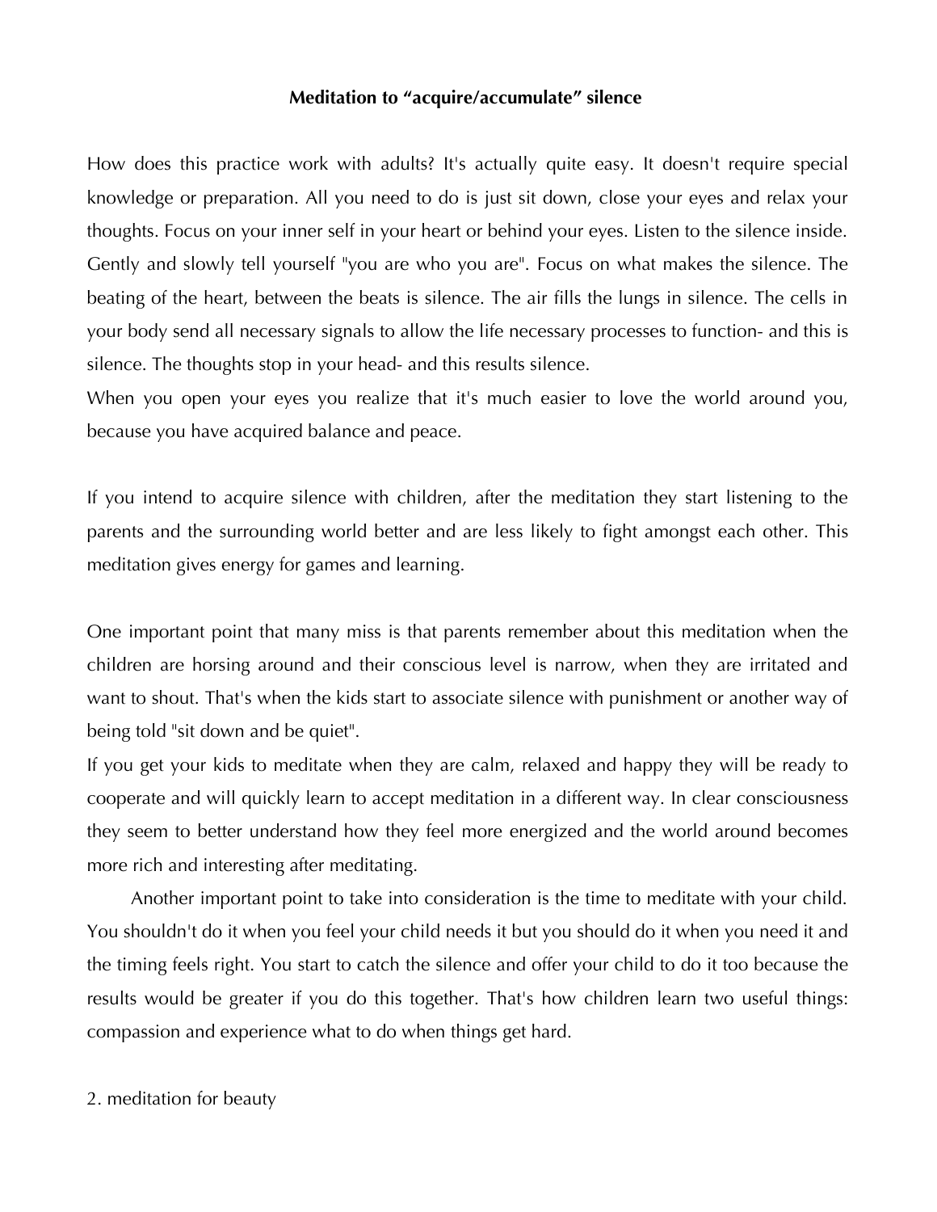## Meditation to "acquire/accumulate" silence

How does this practice work with adults? It's actually quite easy. It doesn't require special knowledge or preparation. All you need to do is just sit down, close your eyes and relax your thoughts. Focus on your inner self in your heart or behind your eyes. Listen to the silence inside. Gently and slowly tell yourself "you are who you are". Focus on what makes the silence. The beating of the heart, between the beats is silence. The air fills the lungs in silence. The cells in your body send all necessary signals to allow the life necessary processes to function- and this is silence. The thoughts stop in your head- and this results silence.

When you open your eyes you realize that it's much easier to love the world around you, because you have acquired balance and peace.

If you intend to acquire silence with children, after the meditation they start listening to the parents and the surrounding world better and are less likely to fight amongst each other. This meditation gives energy for games and learning.

One important point that many miss is that parents remember about this meditation when the children are horsing around and their conscious level is narrow, when they are irritated and want to shout. That's when the kids start to associate silence with punishment or another way of being told "sit down and be quiet".

If you get your kids to meditate when they are calm, relaxed and happy they will be ready to cooperate and will quickly learn to accept meditation in a different way. In clear consciousness they seem to better understand how they feel more energized and the world around becomes more rich and interesting after meditating.

Another important point to take into consideration is the time to meditate with your child. You shouldn't do it when you feel your child needs it but you should do it when you need it and the timing feels right. You start to catch the silence and offer your child to do it too because the results would be greater if you do this together. That's how children learn two useful things: compassion and experience what to do when things get hard.

2. meditation for beauty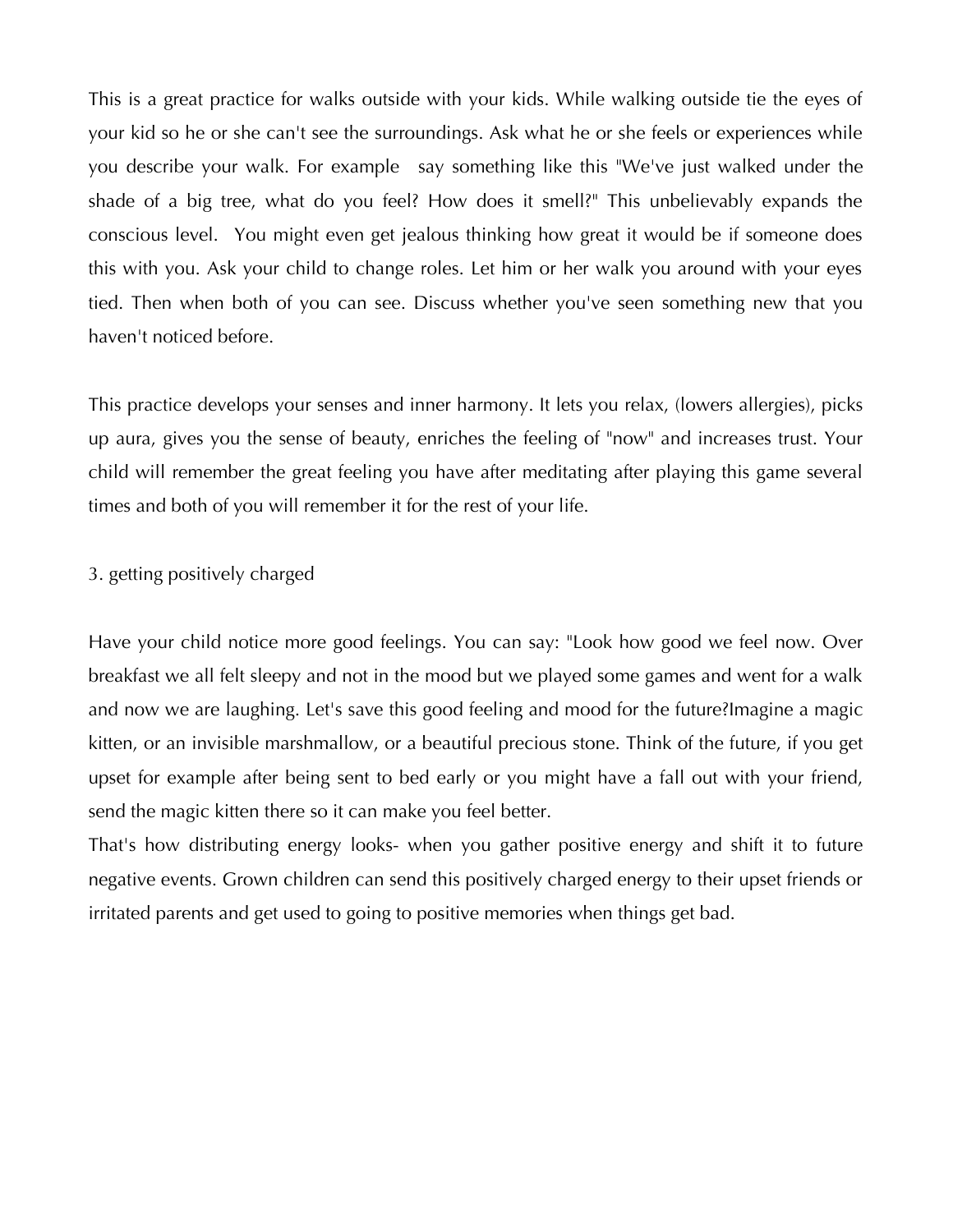This is a great practice for walks outside with your kids. While walking outside tie the eyes of your kid so he or she can't see the surroundings. Ask what he or she feels or experiences while you describe your walk. For example say something like this "We've just walked under the shade of a big tree, what do you feel? How does it smell?" This unbelievably expands the conscious level. You might even get jealous thinking how great it would be if someone does this with you. Ask your child to change roles. Let him or her walk you around with your eyes tied. Then when both of you can see. Discuss whether you've seen something new that you haven't noticed before.

This practice develops your senses and inner harmony. It lets you relax, (lowers allergies), picks up aura, gives you the sense of beauty, enriches the feeling of "now" and increases trust. Your child will remember the great feeling you have after meditating after playing this game several times and both of you will remember it for the rest of your life.

3. getting positively charged

Have your child notice more good feelings. You can say: "Look how good we feel now. Over breakfast we all felt sleepy and not in the mood but we played some games and went for a walk and now we are laughing. Let's save this good feeling and mood for the future?Imagine a magic kitten, or an invisible marshmallow, or a beautiful precious stone. Think of the future, if you get upset for example after being sent to bed early or you might have a fall out with your friend, send the magic kitten there so it can make you feel better.
That's how distributing energy looks- when you gather positive energy and shift it to future negative events. Grown children can send this positively charged energy to their upset friends or irritated parents and get used to going to positive memories when things get bad.